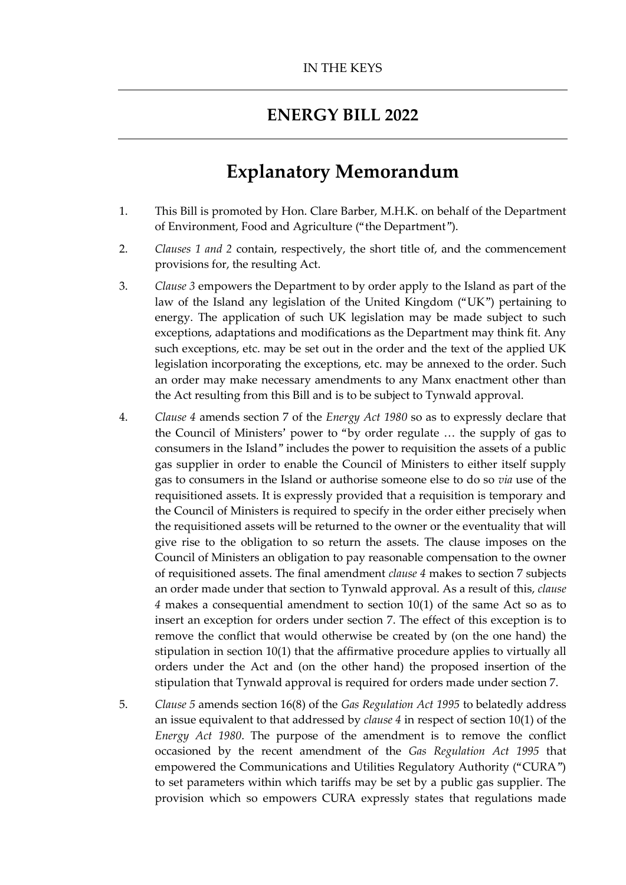IN THE KEYS

## ENERGY BILL 2022

# Explanatory Memorandum

1. This Bill is promoted by Hon. Clare Barber, M.H.K. on behalf of the Department of Environment, Food and Agriculture ("the Department").

2. *Clauses 1 and 2* contain, respectively, the short title of, and the commencement provisions for, the resulting Act.

3. *Clause 3* empowers the Department to by order apply to the Island as part of the law of the Island any legislation of the United Kingdom ("UK") pertaining to energy. The application of such UK legislation may be made subject to such exceptions, adaptations and modifications as the Department may think fit. Any such exceptions, etc. may be set out in the order and the text of the applied UK legislation incorporating the exceptions, etc. may be annexed to the order. Such an order may make necessary amendments to any Manx enactment other than the Act resulting from this Bill and is to be subject to Tynwald approval.

4. *Clause 4* amends section 7 of the *Energy Act 1980* so as to expressly declare that the Council of Ministers' power to "by order regulate … the supply of gas to consumers in the Island" includes the power to requisition the assets of a public gas supplier in order to enable the Council of Ministers to either itself supply gas to consumers in the Island or authorise someone else to do so *via* use of the requisitioned assets. It is expressly provided that a requisition is temporary and the Council of Ministers is required to specify in the order either precisely when the requisitioned assets will be returned to the owner or the eventuality that will give rise to the obligation to so return the assets. The clause imposes on the Council of Ministers an obligation to pay reasonable compensation to the owner of requisitioned assets. The final amendment *clause 4* makes to section 7 subjects an order made under that section to Tynwald approval. As a result of this, *clause 4* makes a consequential amendment to section 10(1) of the same Act so as to insert an exception for orders under section 7. The effect of this exception is to remove the conflict that would otherwise be created by (on the one hand) the stipulation in section 10(1) that the affirmative procedure applies to virtually all orders under the Act and (on the other hand) the proposed insertion of the stipulation that Tynwald approval is required for orders made under section 7.

5. *Clause 5* amends section 16(8) of the *Gas Regulation Act 1995* to belatedly address an issue equivalent to that addressed by *clause 4* in respect of section 10(1) of the *Energy Act 1980*. The purpose of the amendment is to remove the conflict occasioned by the recent amendment of the *Gas Regulation Act 1995* that empowered the Communications and Utilities Regulatory Authority ("CURA") to set parameters within which tariffs may be set by a public gas supplier. The provision which so empowers CURA expressly states that regulations made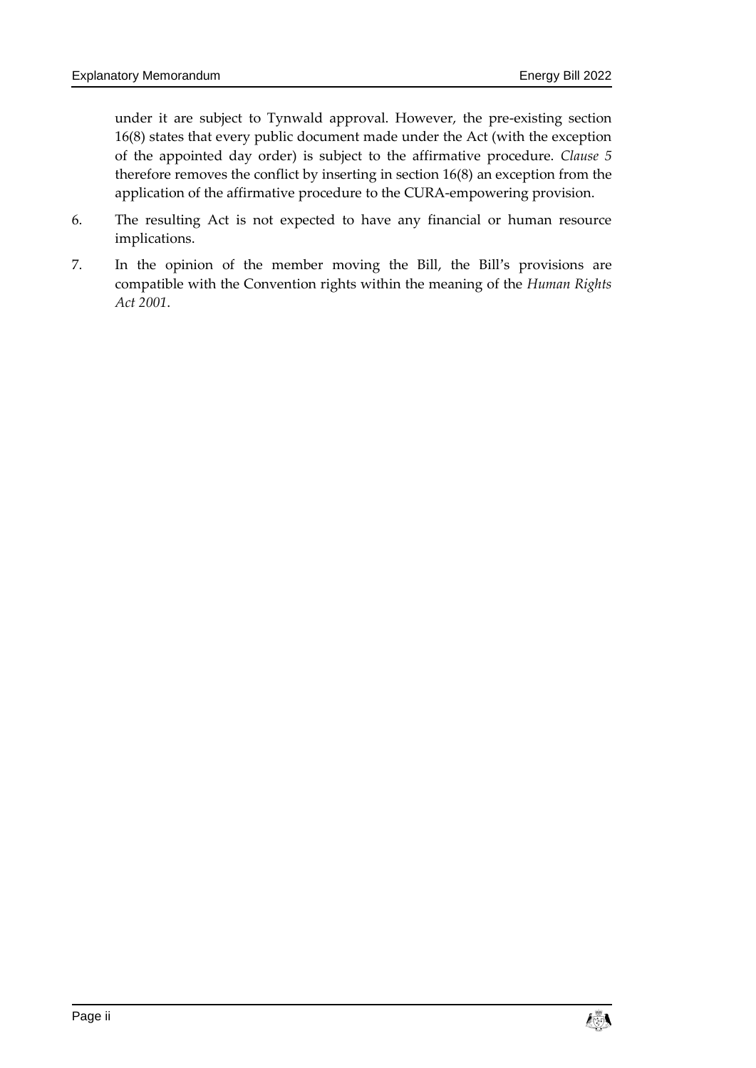under it are subject to Tynwald approval. However, the pre-existing section 16(8) states that every public document made under the Act (with the exception of the appointed day order) is subject to the affirmative procedure. *Clause 5* therefore removes the conflict by inserting in section 16(8) an exception from the application of the affirmative procedure to the CURA-empowering provision.

6. The resulting Act is not expected to have any financial or human resource implications.

7. In the opinion of the member moving the Bill, the Bill's provisions are compatible with the Convention rights within the meaning of the *Human Rights Act 2001*.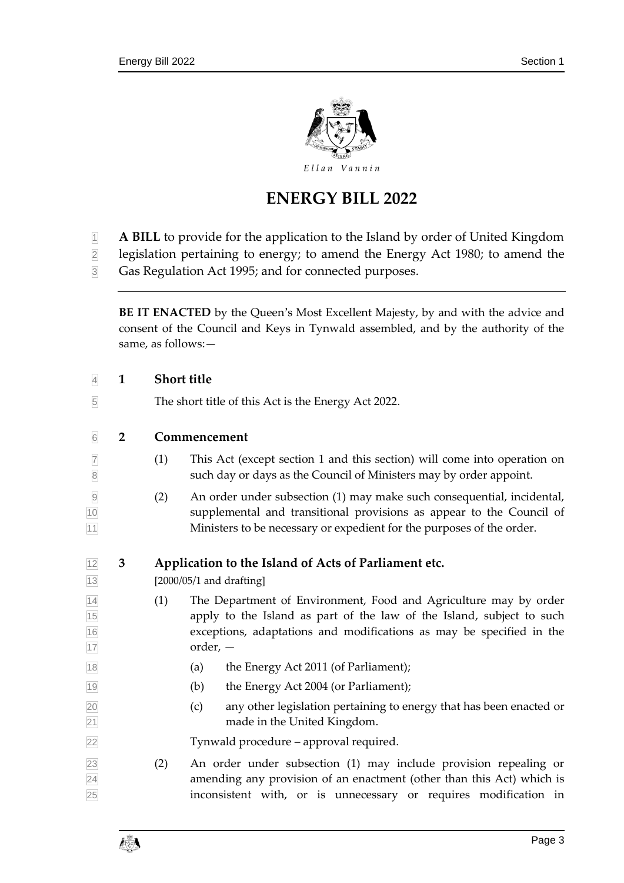# ENERGY BILL 2022

**A BILL** to provide for the application to the Island by order of United Kingdom legislation pertaining to energy; to amend the Energy Act 1980; to amend the Gas Regulation Act 1995; and for connected purposes.

---

**BE IT ENACTED** by the Queen's Most Excellent Majesty, by and with the advice and consent of the Council and Keys in Tynwald assembled, and by the authority of the same, as follows:—

## 1 Short title

The short title of this Act is the Energy Act 2022.

## 2 Commencement

(1) This Act (except section 1 and this section) will come into operation on such day or days as the Council of Ministers may by order appoint.

(2) An order under subsection (1) may make such consequential, incidental, supplemental and transitional provisions as appear to the Council of Ministers to be necessary or expedient for the purposes of the order.

## 3 Application to the Island of Acts of Parliament etc.

[2000/05/1 and drafting]

(1) The Department of Environment, Food and Agriculture may by order apply to the Island as part of the law of the Island, subject to such exceptions, adaptations and modifications as may be specified in the order, —

(a) the Energy Act 2011 (of Parliament);

(b) the Energy Act 2004 (or Parliament);

(c) any other legislation pertaining to energy that has been enacted or made in the United Kingdom.

Tynwald procedure – approval required.

(2) An order under subsection (1) may include provision repealing or amending any provision of an enactment (other than this Act) which is inconsistent with, or is unnecessary or requires modification in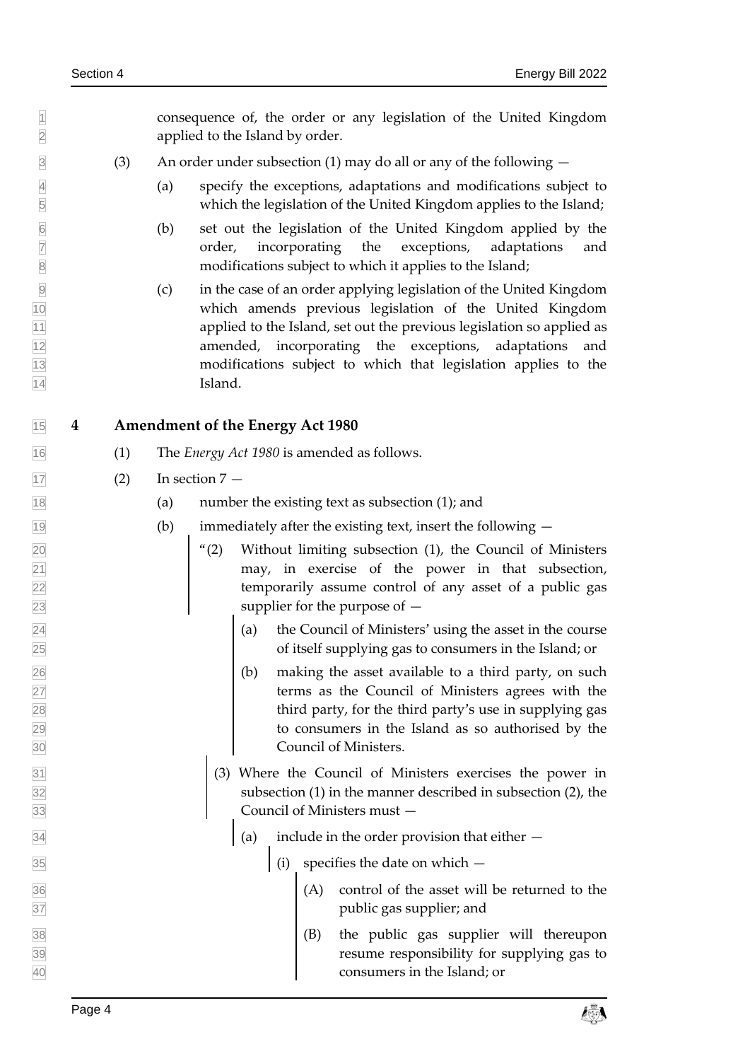consequence of, the order or any legislation of the United Kingdom applied to the Island by order.

(3) An order under subsection (1) may do all or any of the following —

(a) specify the exceptions, adaptations and modifications subject to which the legislation of the United Kingdom applies to the Island;

(b) set out the legislation of the United Kingdom applied by the order, incorporating the exceptions, adaptations and modifications subject to which it applies to the Island;

(c) in the case of an order applying legislation of the United Kingdom which amends previous legislation of the United Kingdom applied to the Island, set out the previous legislation so applied as amended, incorporating the exceptions, adaptations and modifications subject to which that legislation applies to the Island.

## 4 Amendment of the Energy Act 1980

(1) The *Energy Act 1980* is amended as follows.

(2) In section 7 —

(a) number the existing text as subsection (1); and

(b) immediately after the existing text, insert the following —

> "(2) Without limiting subsection (1), the Council of Ministers may, in exercise of the power in that subsection, temporarily assume control of any asset of a public gas supplier for the purpose of —
>
> (a) the Council of Ministers' using the asset in the course of itself supplying gas to consumers in the Island; or
>
> (b) making the asset available to a third party, on such terms as the Council of Ministers agrees with the third party, for the third party's use in supplying gas to consumers in the Island as so authorised by the Council of Ministers.
>
> (3) Where the Council of Ministers exercises the power in subsection (1) in the manner described in subsection (2), the Council of Ministers must —
>
> (a) include in the order provision that either —
>
> (i) specifies the date on which —
>
> (A) control of the asset will be returned to the public gas supplier; and
>
> (B) the public gas supplier will thereupon resume responsibility for supplying gas to consumers in the Island; or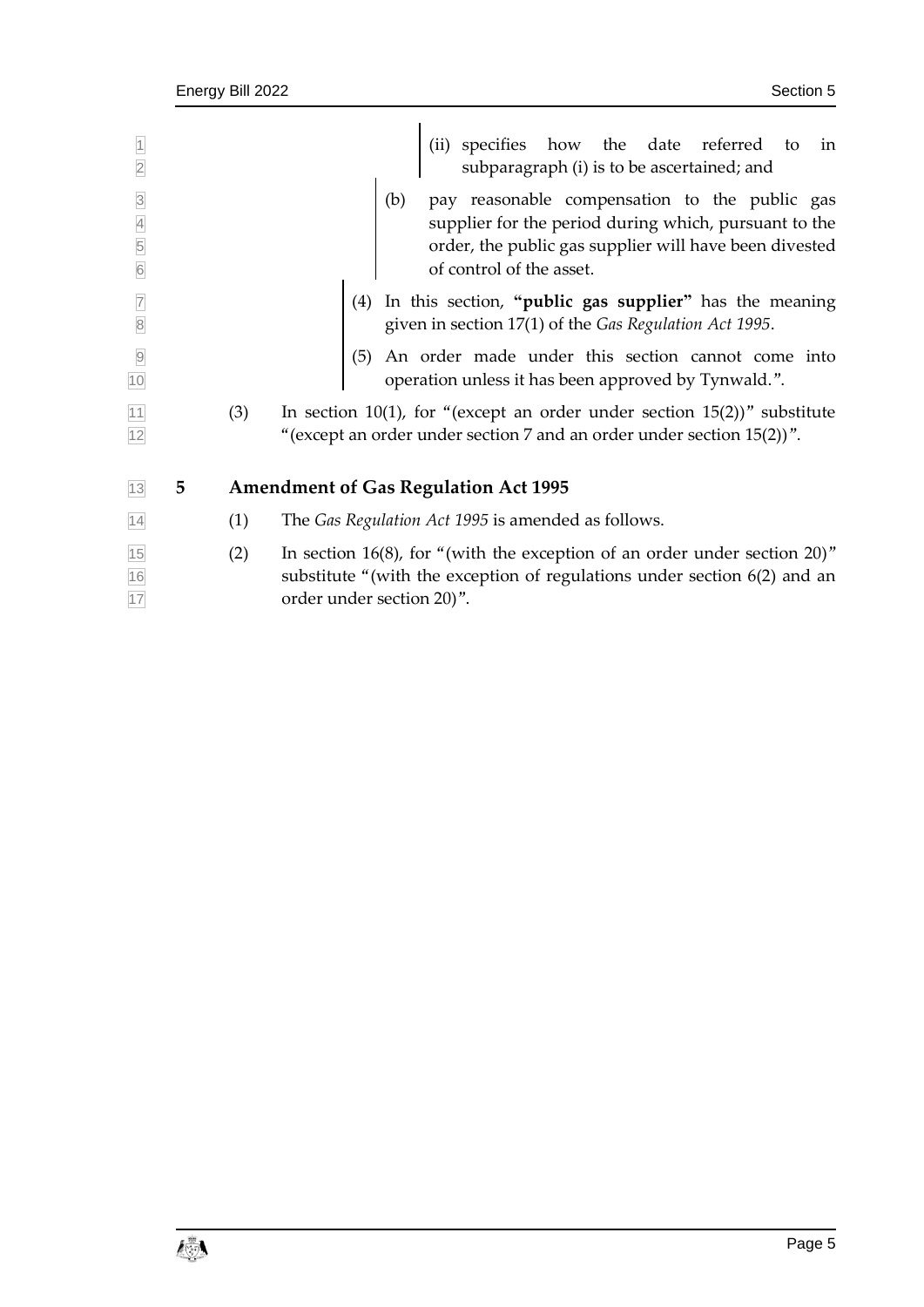(ii) specifies how the date referred to in subparagraph (i) is to be ascertained; and

(b) pay reasonable compensation to the public gas supplier for the period during which, pursuant to the order, the public gas supplier will have been divested of control of the asset.

(4) In this section, **"public gas supplier"** has the meaning given in section 17(1) of the *Gas Regulation Act 1995*.

(5) An order made under this section cannot come into operation unless it has been approved by Tynwald.".

(3) In section 10(1), for "(except an order under section 15(2))" substitute "(except an order under section 7 and an order under section 15(2))".

## 5 Amendment of Gas Regulation Act 1995

(1) The *Gas Regulation Act 1995* is amended as follows.

(2) In section 16(8), for "(with the exception of an order under section 20)" substitute "(with the exception of regulations under section 6(2) and an order under section 20)".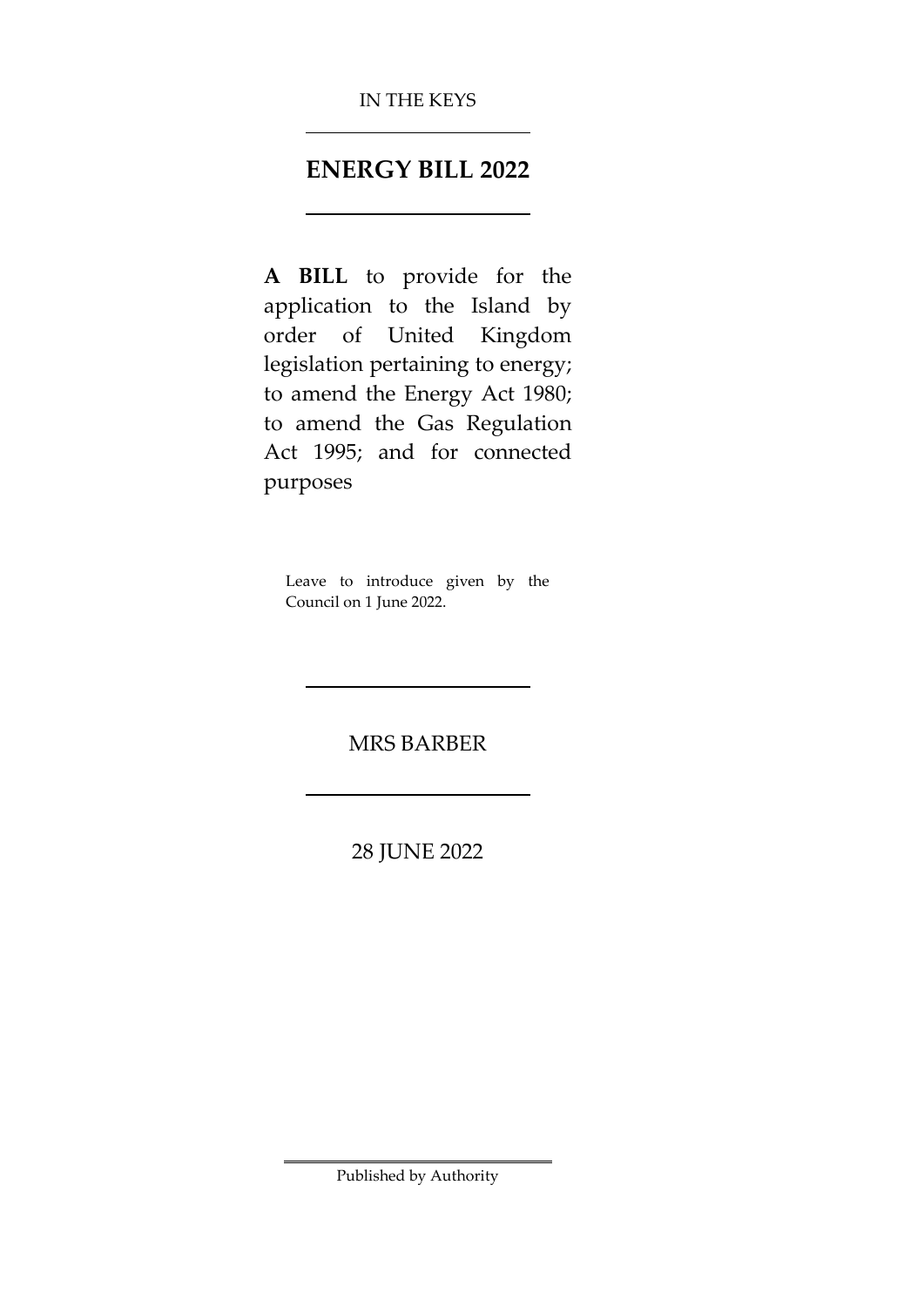IN THE KEYS

# ENERGY BILL 2022

**A BILL** to provide for the application to the Island by order of United Kingdom legislation pertaining to energy; to amend the Energy Act 1980; to amend the Gas Regulation Act 1995; and for connected purposes

Leave to introduce given by the Council on 1 June 2022.

MRS BARBER

28 JUNE 2022

Published by Authority